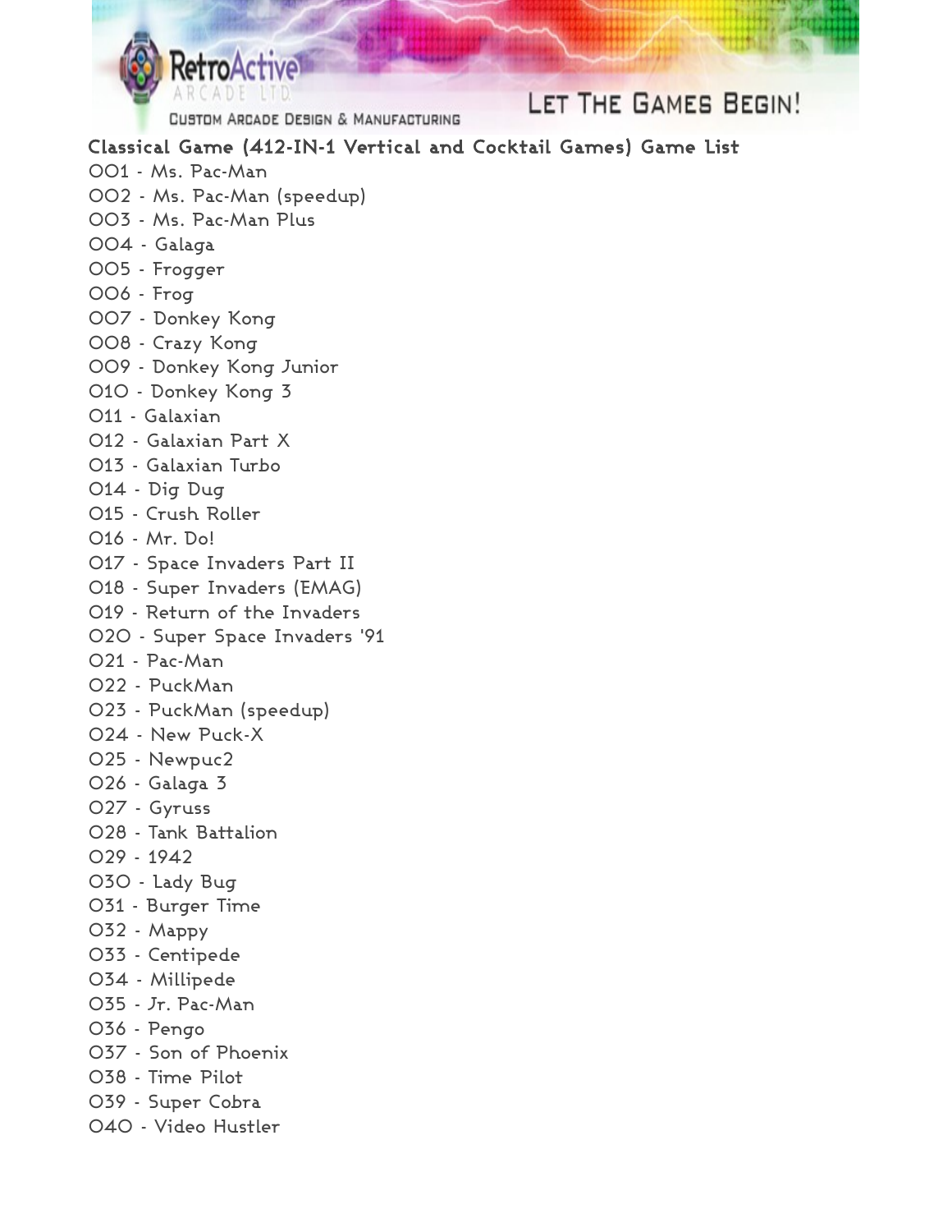RetroActive ARCADE LTD. CUSTOM ARCADE DESIGN & MANUFACTURING

LET THE GAMES BEGIN!

**Classical Game (412-IN-1 Vertical and Cocktail Games) Game List**

001 - Ms. Pac-Man
002 - Ms. Pac-Man (speedup)
003 - Ms. Pac-Man Plus
004 - Galaga
005 - Frogger
006 - Frog
007 - Donkey Kong
008 - Crazy Kong
009 - Donkey Kong Junior
010 - Donkey Kong 3
011 - Galaxian
012 - Galaxian Part X
013 - Galaxian Turbo
014 - Dig Dug
015 - Crush Roller
016 - Mr. Do!
017 - Space Invaders Part II
018 - Super Invaders (EMAG)
019 - Return of the Invaders
020 - Super Space Invaders '91
021 - Pac-Man
022 - PuckMan
023 - PuckMan (speedup)
024 - New Puck-X
025 - Newpuc2
026 - Galaga 3
027 - Gyruss
028 - Tank Battalion
029 - 1942
030 - Lady Bug
031 - Burger Time
032 - Mappy
033 - Centipede
034 - Millipede
035 - Jr. Pac-Man
036 - Pengo
037 - Son of Phoenix
038 - Time Pilot
039 - Super Cobra
040 - Video Hustler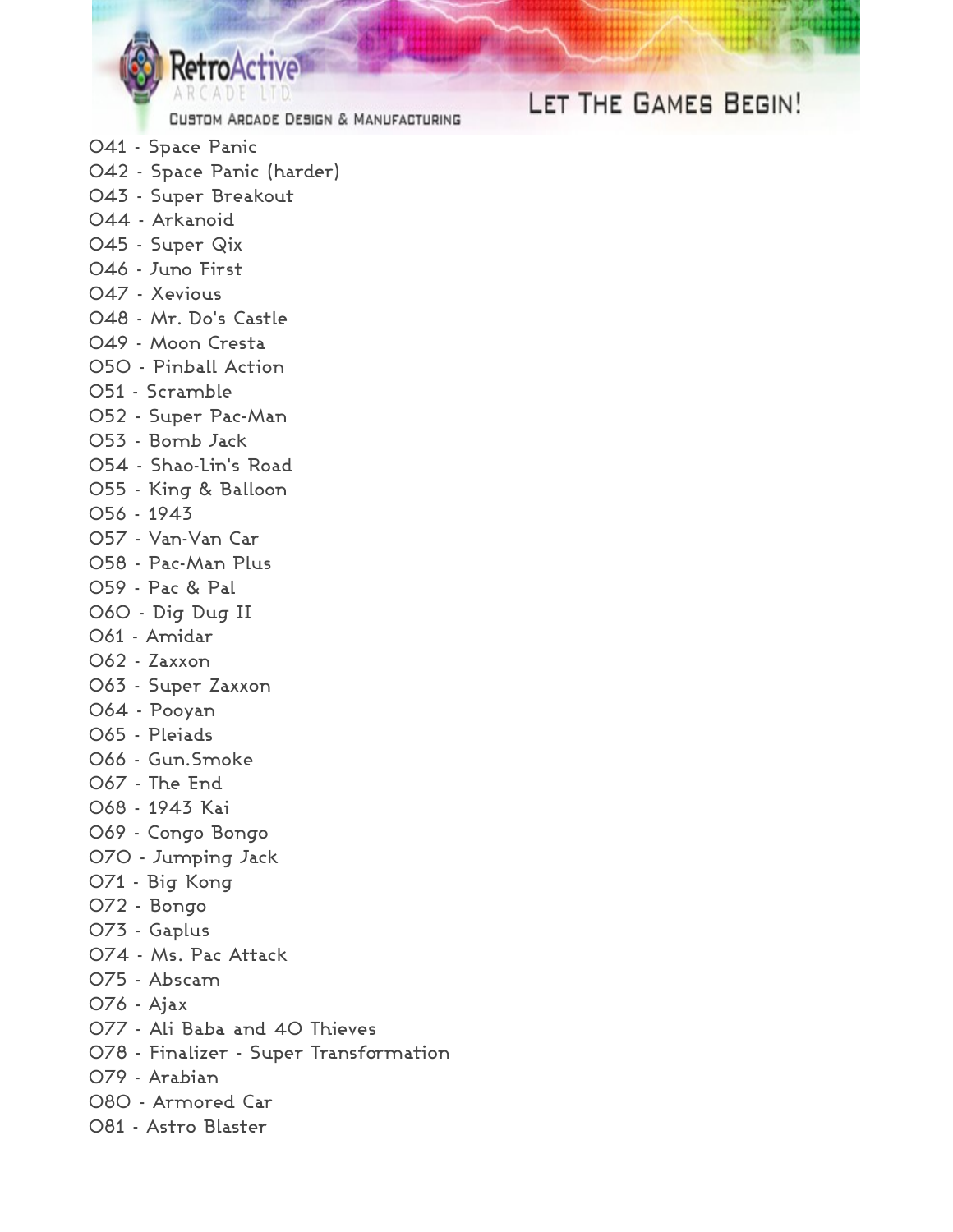041 - Space Panic
042 - Space Panic (harder)
043 - Super Breakout
044 - Arkanoid
045 - Super Qix
046 - Juno First
047 - Xevious
048 - Mr. Do's Castle
049 - Moon Cresta
050 - Pinball Action
051 - Scramble
052 - Super Pac-Man
053 - Bomb Jack
054 - Shao-Lin's Road
055 - King & Balloon
056 - 1943
057 - Van-Van Car
058 - Pac-Man Plus
059 - Pac & Pal
060 - Dig Dug II
061 - Amidar
062 - Zaxxon
063 - Super Zaxxon
064 - Pooyan
065 - Pleiads
066 - Gun.Smoke
067 - The End
068 - 1943 Kai
069 - Congo Bongo
070 - Jumping Jack
071 - Big Kong
072 - Bongo
073 - Gaplus
074 - Ms. Pac Attack
075 - Abscam
076 - Ajax
077 - Ali Baba and 40 Thieves
078 - Finalizer - Super Transformation
079 - Arabian
080 - Armored Car
081 - Astro Blaster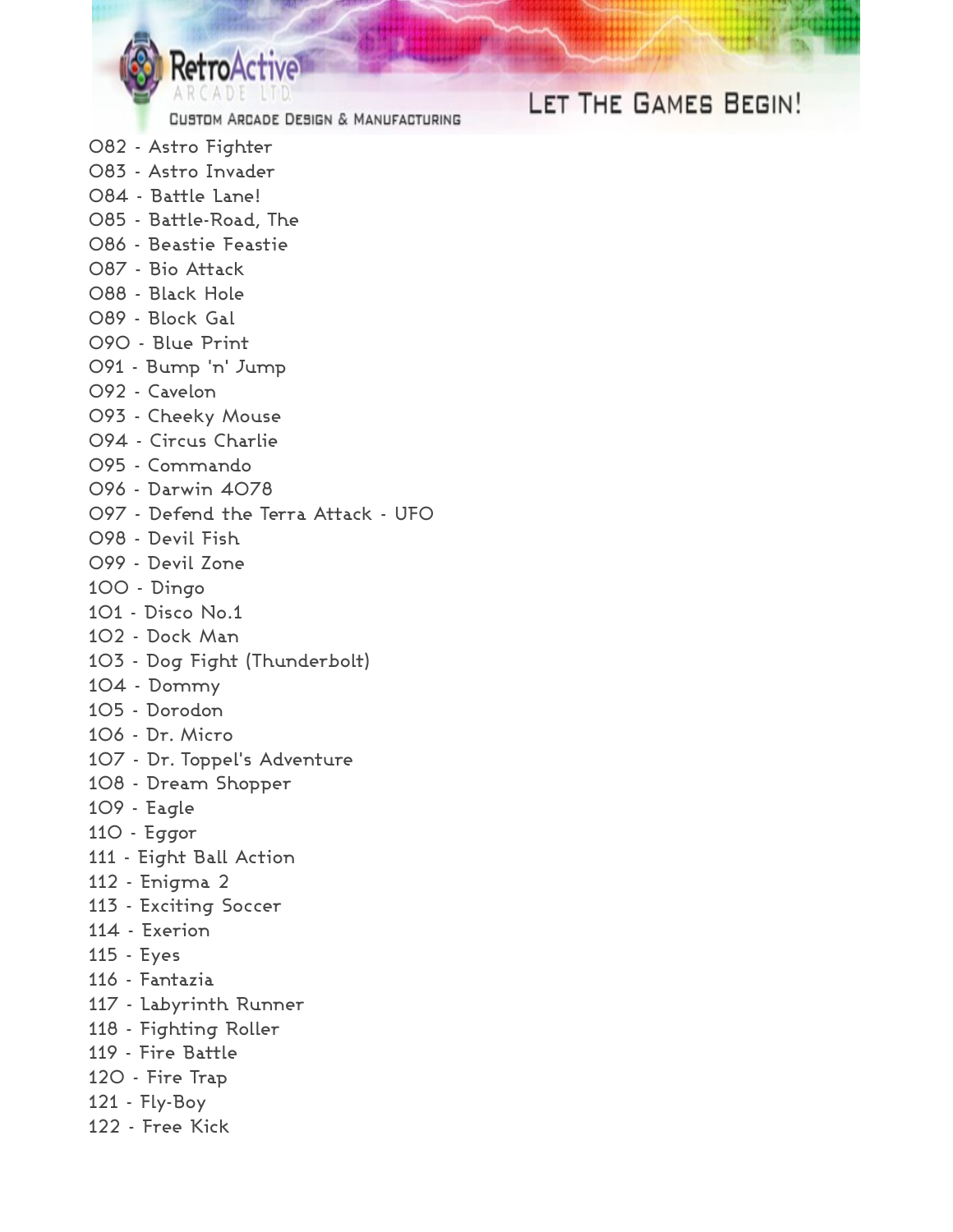082 - Astro Fighter
083 - Astro Invader
084 - Battle Lane!
085 - Battle-Road, The
086 - Beastie Feastie
087 - Bio Attack
088 - Black Hole
089 - Block Gal
090 - Blue Print
091 - Bump 'n' Jump
092 - Cavelon
093 - Cheeky Mouse
094 - Circus Charlie
095 - Commando
096 - Darwin 4078
097 - Defend the Terra Attack - UFO
098 - Devil Fish
099 - Devil Zone
100 - Dingo
101 - Disco No.1
102 - Dock Man
103 - Dog Fight (Thunderbolt)
104 - Dommy
105 - Dorodon
106 - Dr. Micro
107 - Dr. Toppel's Adventure
108 - Dream Shopper
109 - Eagle
110 - Eggor
111 - Eight Ball Action
112 - Enigma 2
113 - Exciting Soccer
114 - Exerion
115 - Eyes
116 - Fantazia
117 - Labyrinth Runner
118 - Fighting Roller
119 - Fire Battle
120 - Fire Trap
121 - Fly-Boy
122 - Free Kick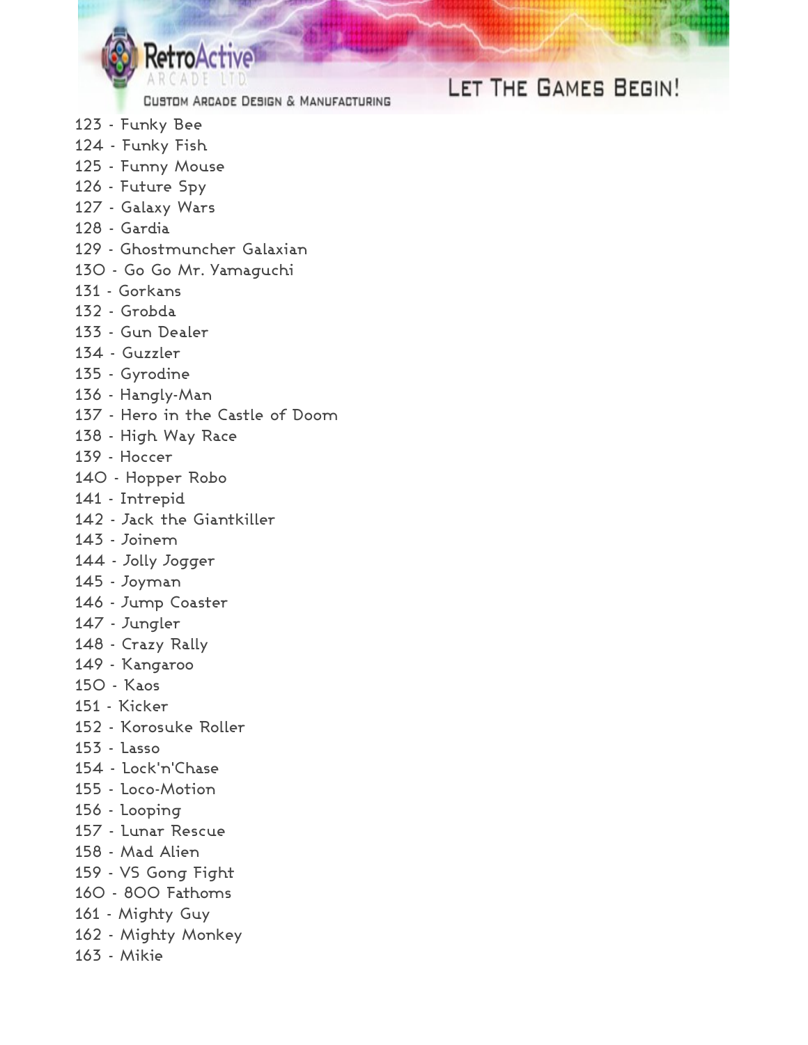123 - Funky Bee
124 - Funky Fish
125 - Funny Mouse
126 - Future Spy
127 - Galaxy Wars
128 - Gardia
129 - Ghostmuncher Galaxian
130 - Go Go Mr. Yamaguchi
131 - Gorkans
132 - Grobda
133 - Gun Dealer
134 - Guzzler
135 - Gyrodine
136 - Hangly-Man
137 - Hero in the Castle of Doom
138 - High Way Race
139 - Hoccer
140 - Hopper Robo
141 - Intrepid
142 - Jack the Giantkiller
143 - Joinem
144 - Jolly Jogger
145 - Joyman
146 - Jump Coaster
147 - Jungler
148 - Crazy Rally
149 - Kangaroo
150 - Kaos
151 - Kicker
152 - Korosuke Roller
153 - Lasso
154 - Lock'n'Chase
155 - Loco-Motion
156 - Looping
157 - Lunar Rescue
158 - Mad Alien
159 - VS Gong Fight
160 - 800 Fathoms
161 - Mighty Guy
162 - Mighty Monkey
163 - Mikie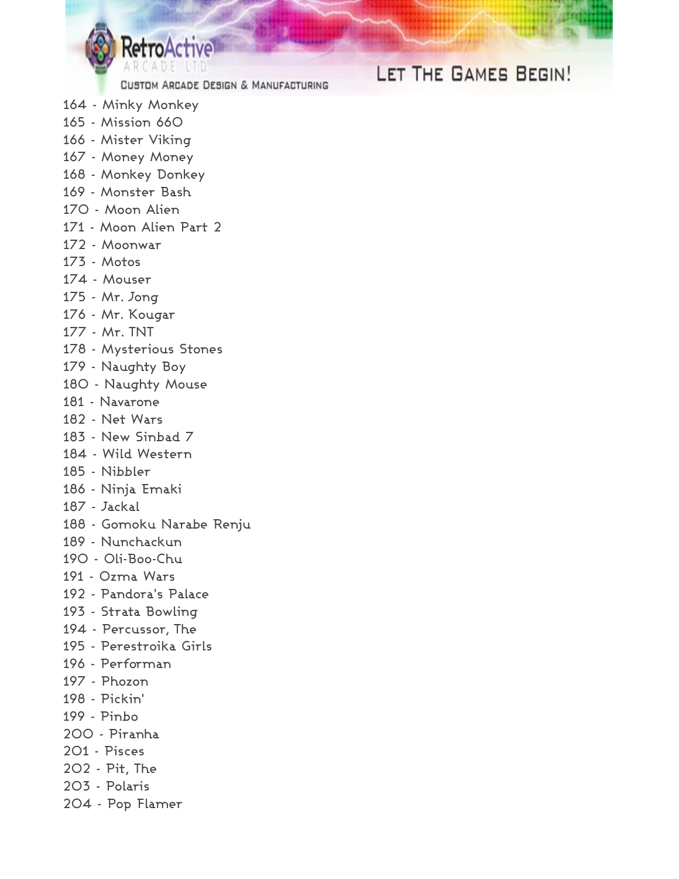164 - Minky Monkey
165 - Mission 660
166 - Mister Viking
167 - Money Money
168 - Monkey Donkey
169 - Monster Bash
170 - Moon Alien
171 - Moon Alien Part 2
172 - Moonwar
173 - Motos
174 - Mouser
175 - Mr. Jong
176 - Mr. Kougar
177 - Mr. TNT
178 - Mysterious Stones
179 - Naughty Boy
180 - Naughty Mouse
181 - Navarone
182 - Net Wars
183 - New Sinbad 7
184 - Wild Western
185 - Nibbler
186 - Ninja Emaki
187 - Jackal
188 - Gomoku Narabe Renju
189 - Nunchackun
190 - Oli-Boo-Chu
191 - Ozma Wars
192 - Pandora's Palace
193 - Strata Bowling
194 - Percussor, The
195 - Perestroika Girls
196 - Performan
197 - Phozon
198 - Pickin'
199 - Pinbo
200 - Piranha
201 - Pisces
202 - Pit, The
203 - Polaris
204 - Pop Flamer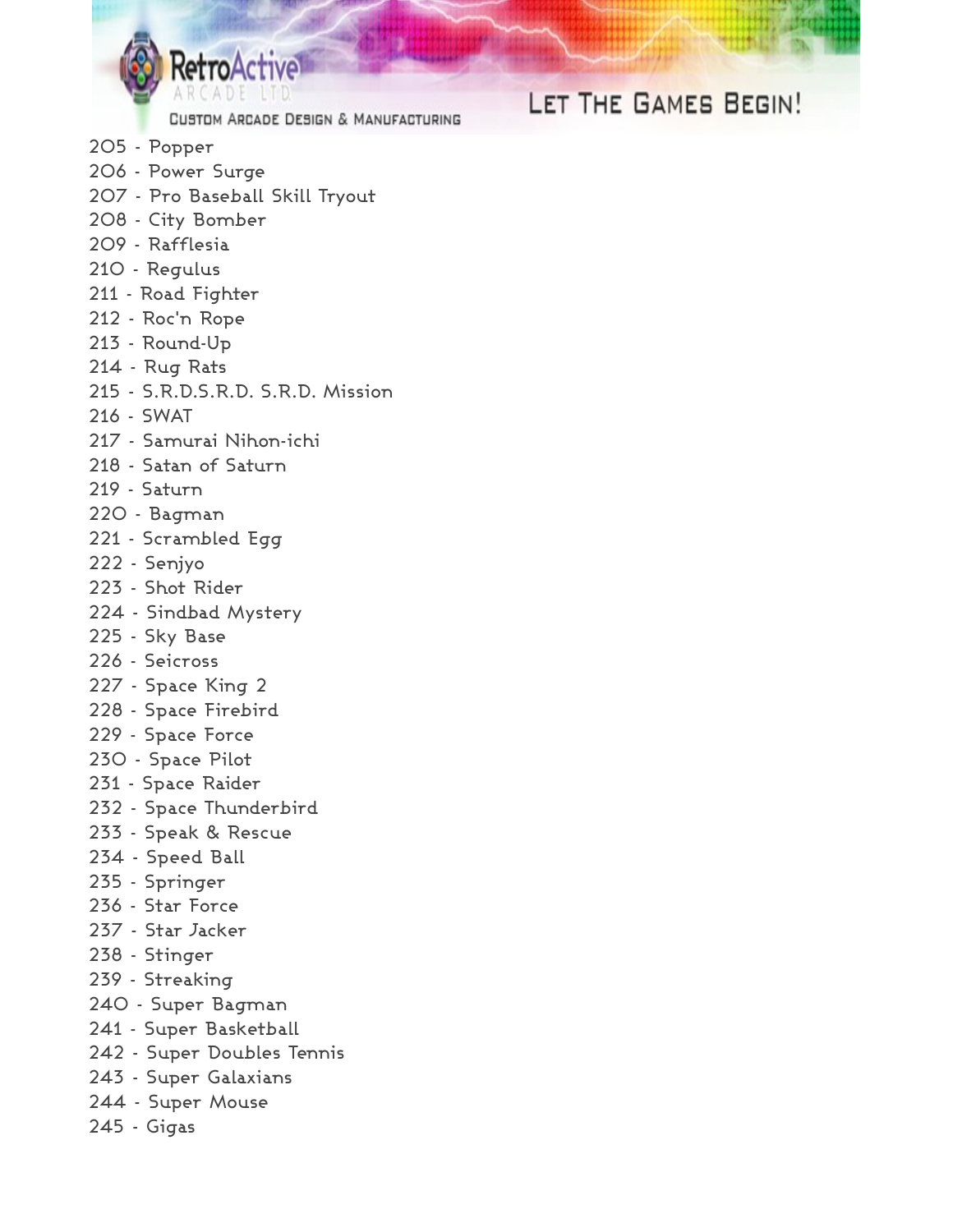205 - Popper
206 - Power Surge
207 - Pro Baseball Skill Tryout
208 - City Bomber
209 - Rafflesia
210 - Regulus
211 - Road Fighter
212 - Roc'n Rope
213 - Round-Up
214 - Rug Rats
215 - S.R.D.S.R.D. S.R.D. Mission
216 - SWAT
217 - Samurai Nihon-ichi
218 - Satan of Saturn
219 - Saturn
220 - Bagman
221 - Scrambled Egg
222 - Senjyo
223 - Shot Rider
224 - Sindbad Mystery
225 - Sky Base
226 - Seicross
227 - Space King 2
228 - Space Firebird
229 - Space Force
230 - Space Pilot
231 - Space Raider
232 - Space Thunderbird
233 - Speak & Rescue
234 - Speed Ball
235 - Springer
236 - Star Force
237 - Star Jacker
238 - Stinger
239 - Streaking
240 - Super Bagman
241 - Super Basketball
242 - Super Doubles Tennis
243 - Super Galaxians
244 - Super Mouse
245 - Gigas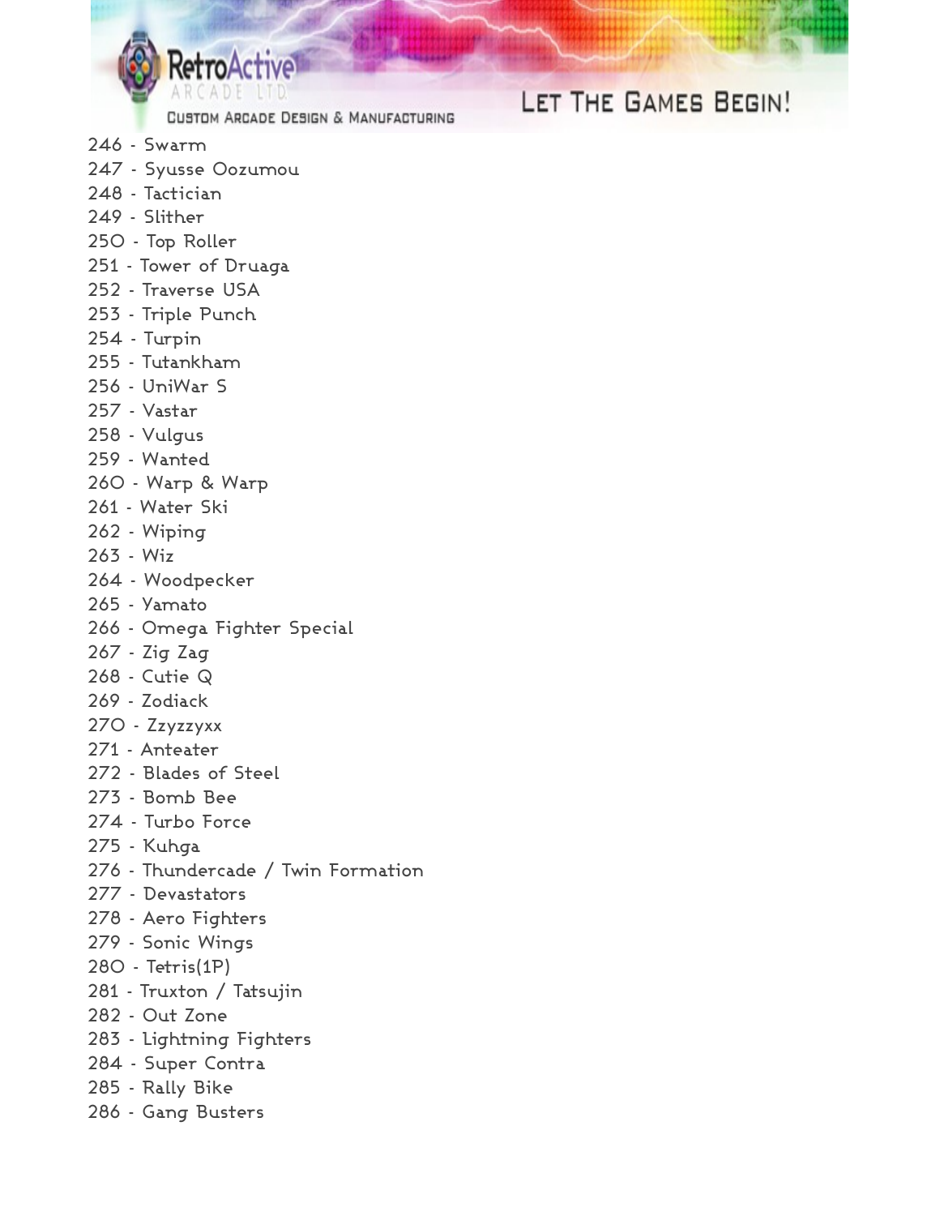246 - Swarm
247 - Syusse Oozumou
248 - Tactician
249 - Slither
250 - Top Roller
251 - Tower of Druaga
252 - Traverse USA
253 - Triple Punch
254 - Turpin
255 - Tutankham
256 - UniWar S
257 - Vastar
258 - Vulgus
259 - Wanted
260 - Warp & Warp
261 - Water Ski
262 - Wiping
263 - Wiz
264 - Woodpecker
265 - Yamato
266 - Omega Fighter Special
267 - Zig Zag
268 - Cutie Q
269 - Zodiack
270 - Zzyzzyxx
271 - Anteater
272 - Blades of Steel
273 - Bomb Bee
274 - Turbo Force
275 - Kuhga
276 - Thundercade / Twin Formation
277 - Devastators
278 - Aero Fighters
279 - Sonic Wings
280 - Tetris(1P)
281 - Truxton / Tatsujin
282 - Out Zone
283 - Lightning Fighters
284 - Super Contra
285 - Rally Bike
286 - Gang Busters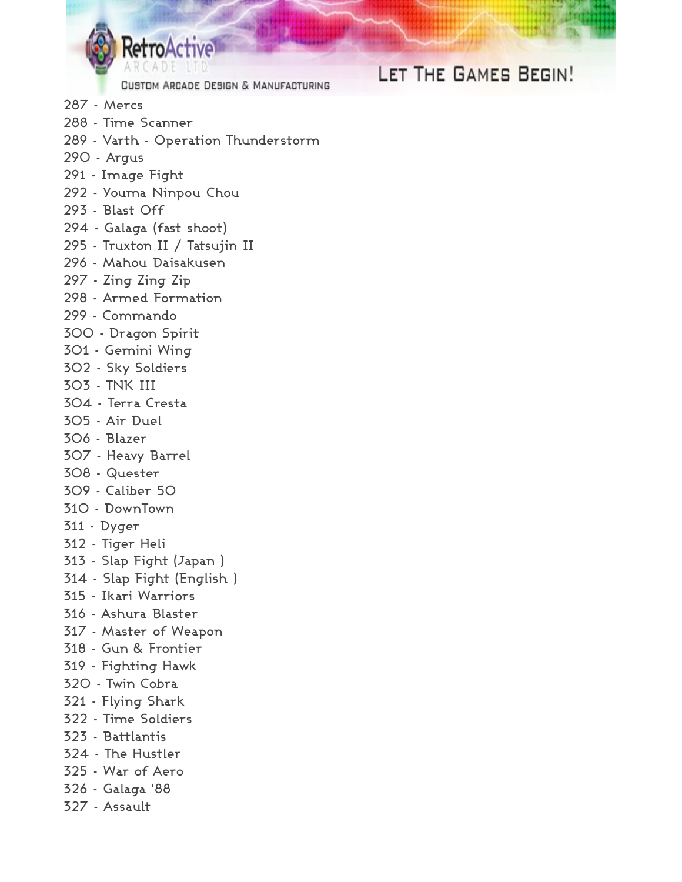287 - Mercs
288 - Time Scanner
289 - Varth - Operation Thunderstorm
290 - Argus
291 - Image Fight
292 - Youma Ninpou Chou
293 - Blast Off
294 - Galaga (fast shoot)
295 - Truxton II / Tatsujin II
296 - Mahou Daisakusen
297 - Zing Zing Zip
298 - Armed Formation
299 - Commando
300 - Dragon Spirit
301 - Gemini Wing
302 - Sky Soldiers
303 - TNK III
304 - Terra Cresta
305 - Air Duel
306 - Blazer
307 - Heavy Barrel
308 - Quester
309 - Caliber 50
310 - DownTown
311 - Dyger
312 - Tiger Heli
313 - Slap Fight (Japan )
314 - Slap Fight (English )
315 - Ikari Warriors
316 - Ashura Blaster
317 - Master of Weapon
318 - Gun & Frontier
319 - Fighting Hawk
320 - Twin Cobra
321 - Flying Shark
322 - Time Soldiers
323 - Battlantis
324 - The Hustler
325 - War of Aero
326 - Galaga '88
327 - Assault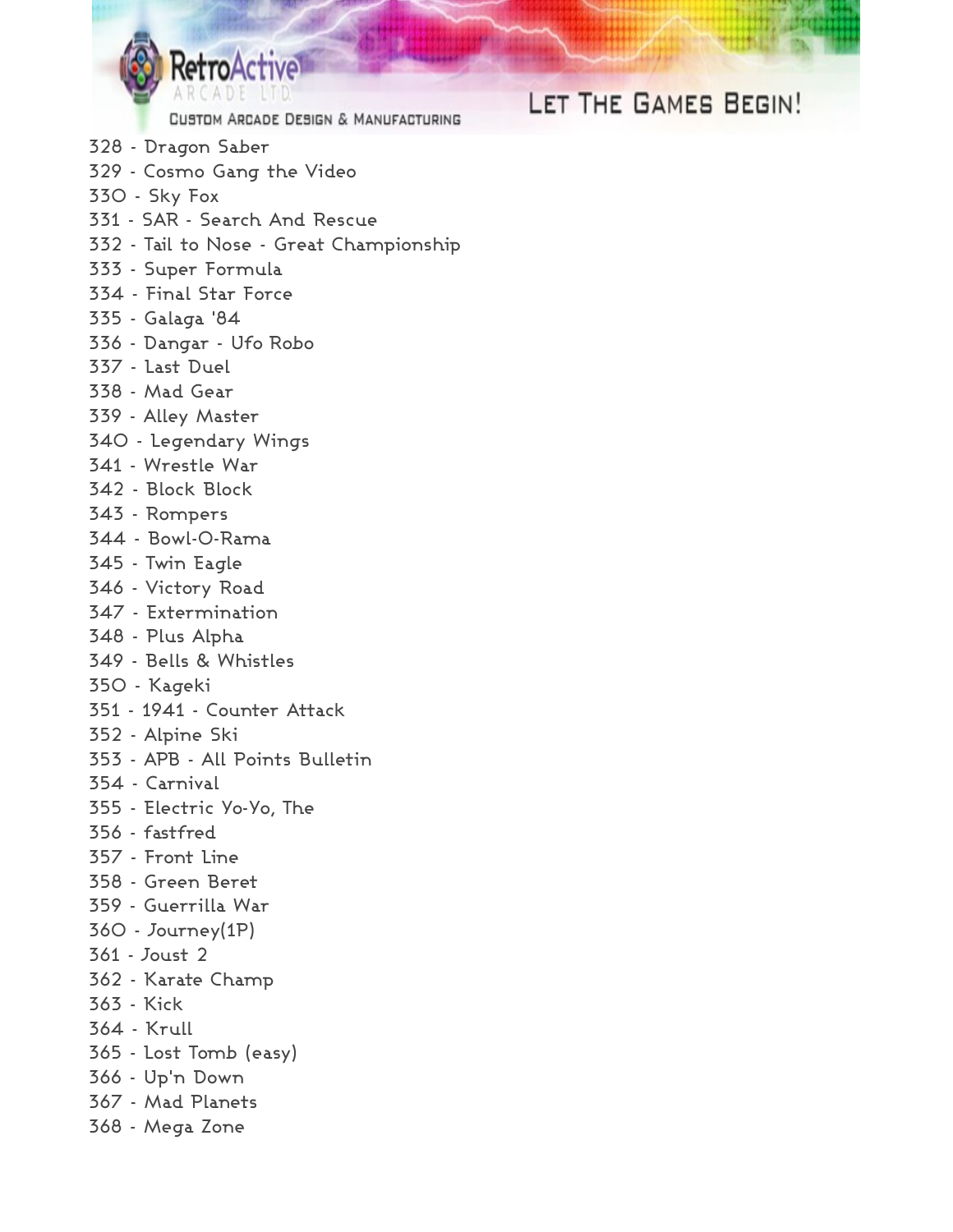328 - Dragon Saber
329 - Cosmo Gang the Video
330 - Sky Fox
331 - SAR - Search And Rescue
332 - Tail to Nose - Great Championship
333 - Super Formula
334 - Final Star Force
335 - Galaga '84
336 - Dangar - Ufo Robo
337 - Last Duel
338 - Mad Gear
339 - Alley Master
340 - Legendary Wings
341 - Wrestle War
342 - Block Block
343 - Rompers
344 - Bowl-O-Rama
345 - Twin Eagle
346 - Victory Road
347 - Extermination
348 - Plus Alpha
349 - Bells & Whistles
350 - Kageki
351 - 1941 - Counter Attack
352 - Alpine Ski
353 - APB - All Points Bulletin
354 - Carnival
355 - Electric Yo-Yo, The
356 - fastfred
357 - Front Line
358 - Green Beret
359 - Guerrilla War
360 - Journey(1P)
361 - Joust 2
362 - Karate Champ
363 - Kick
364 - Krull
365 - Lost Tomb (easy)
366 - Up'n Down
367 - Mad Planets
368 - Mega Zone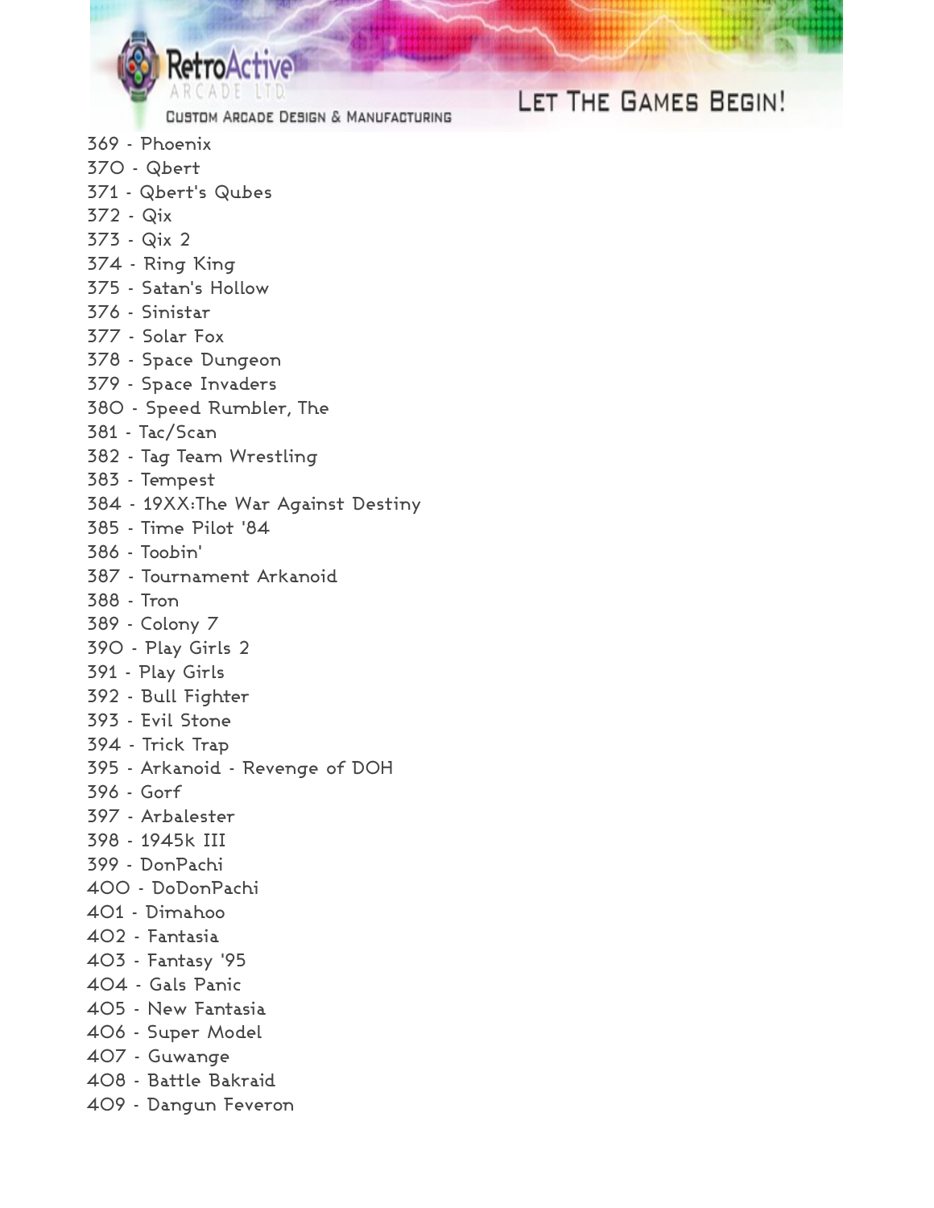369 - Phoenix
370 - Qbert
371 - Qbert's Qubes
372 - Qix
373 - Qix 2
374 - Ring King
375 - Satan's Hollow
376 - Sinistar
377 - Solar Fox
378 - Space Dungeon
379 - Space Invaders
380 - Speed Rumbler, The
381 - Tac/Scan
382 - Tag Team Wrestling
383 - Tempest
384 - 19XX:The War Against Destiny
385 - Time Pilot '84
386 - Toobin'
387 - Tournament Arkanoid
388 - Tron
389 - Colony 7
390 - Play Girls 2
391 - Play Girls
392 - Bull Fighter
393 - Evil Stone
394 - Trick Trap
395 - Arkanoid - Revenge of DOH
396 - Gorf
397 - Arbalester
398 - 1945k III
399 - DonPachi
400 - DoDonPachi
401 - Dimahoo
402 - Fantasia
403 - Fantasy '95
404 - Gals Panic
405 - New Fantasia
406 - Super Model
407 - Guwange
408 - Battle Bakraid
409 - Dangun Feveron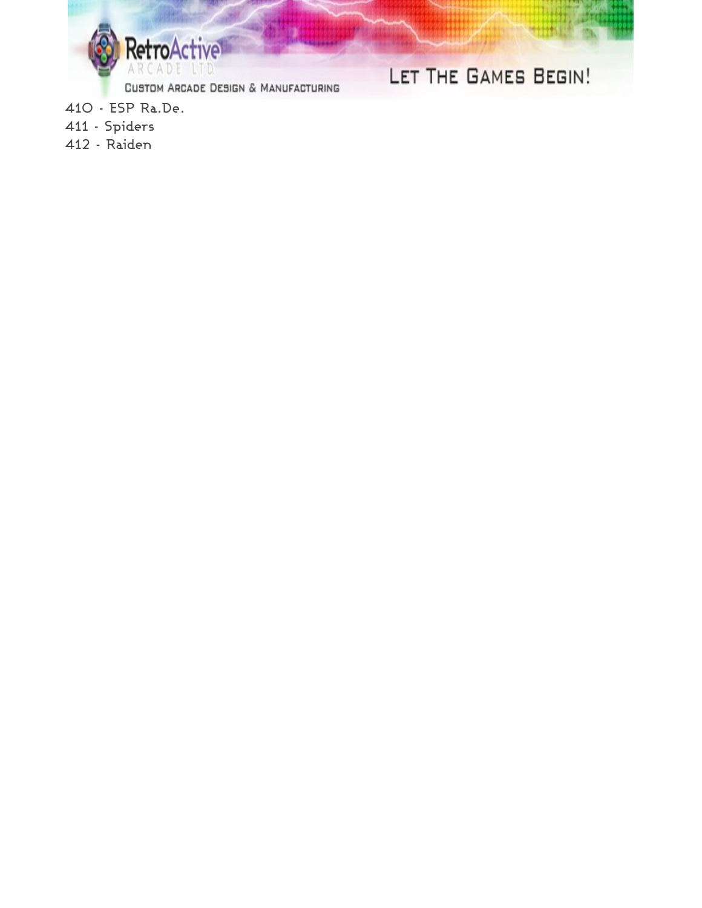410 - ESP Ra.De.
411 - Spiders
412 - Raiden